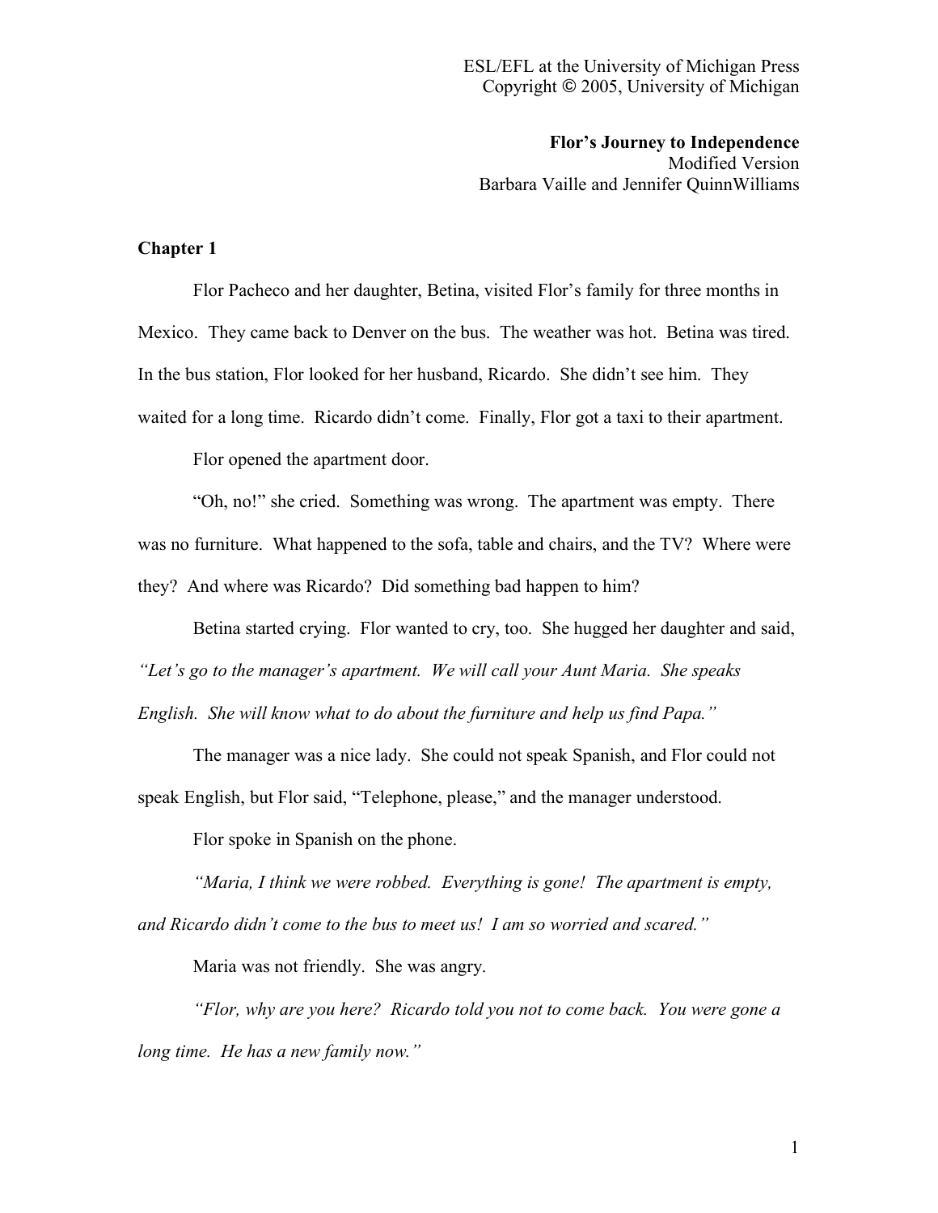ESL/EFL at the University of Michigan Press
Copyright © 2005, University of Michigan

**Flor's Journey to Independence**
Modified Version
Barbara Vaille and Jennifer QuinnWilliams

## Chapter 1

Flor Pacheco and her daughter, Betina, visited Flor's family for three months in Mexico. They came back to Denver on the bus. The weather was hot. Betina was tired. In the bus station, Flor looked for her husband, Ricardo. She didn't see him. They waited for a long time. Ricardo didn't come. Finally, Flor got a taxi to their apartment.

Flor opened the apartment door.

"Oh, no!" she cried. Something was wrong. The apartment was empty. There was no furniture. What happened to the sofa, table and chairs, and the TV? Where were they? And where was Ricardo? Did something bad happen to him?

Betina started crying. Flor wanted to cry, too. She hugged her daughter and said, *"Let's go to the manager's apartment. We will call your Aunt Maria. She speaks English. She will know what to do about the furniture and help us find Papa."*

The manager was a nice lady. She could not speak Spanish, and Flor could not speak English, but Flor said, "Telephone, please," and the manager understood.

Flor spoke in Spanish on the phone.

*"Maria, I think we were robbed. Everything is gone! The apartment is empty, and Ricardo didn't come to the bus to meet us! I am so worried and scared."*

Maria was not friendly. She was angry.

*"Flor, why are you here? Ricardo told you not to come back. You were gone a long time. He has a new family now."*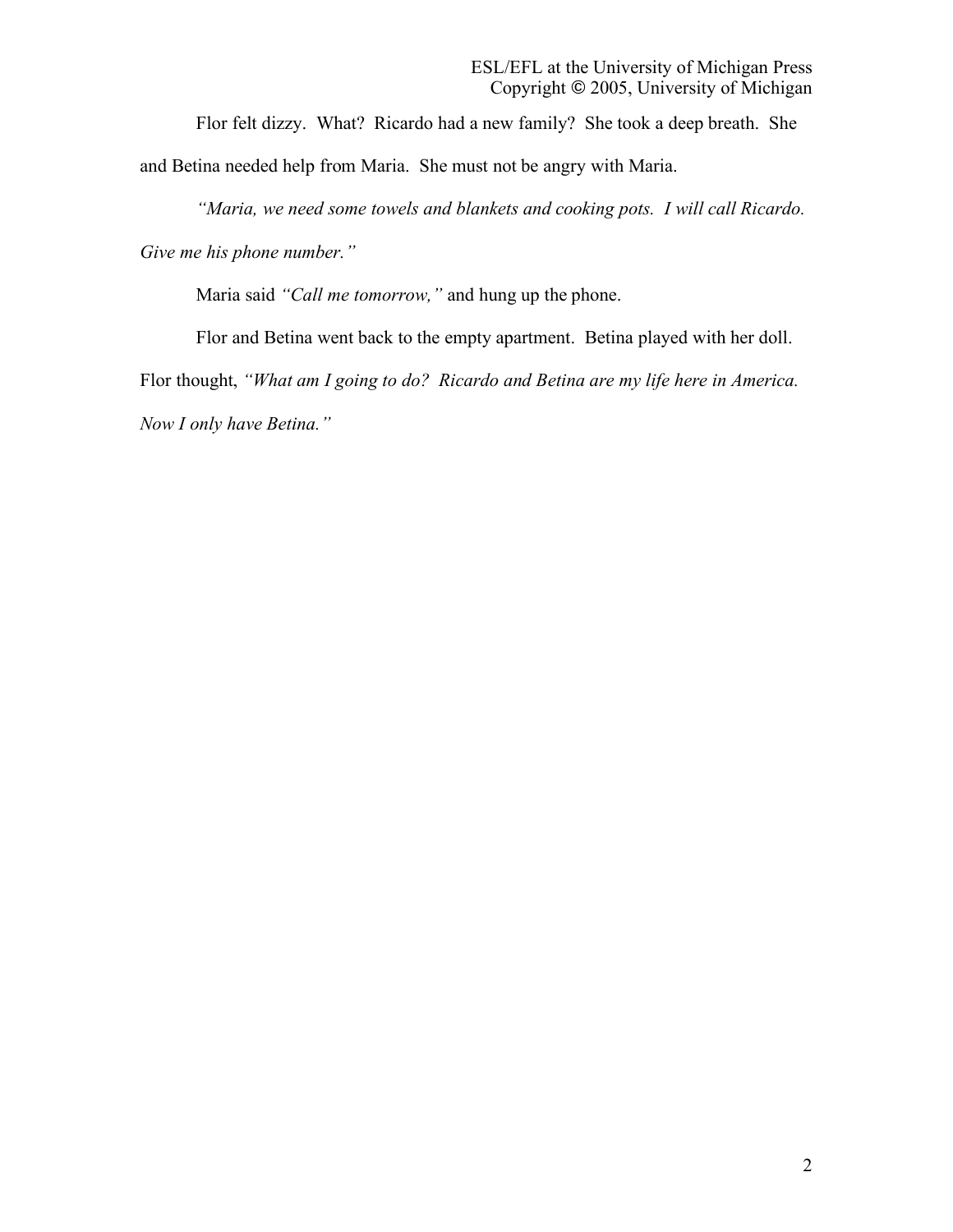Flor felt dizzy. What? Ricardo had a new family? She took a deep breath. She and Betina needed help from Maria. She must not be angry with Maria.

*"Maria, we need some towels and blankets and cooking pots. I will call Ricardo. Give me his phone number."*

Maria said *"Call me tomorrow,"* and hung up the phone.

Flor and Betina went back to the empty apartment. Betina played with her doll. Flor thought, *"What am I going to do? Ricardo and Betina are my life here in America. Now I only have Betina."*